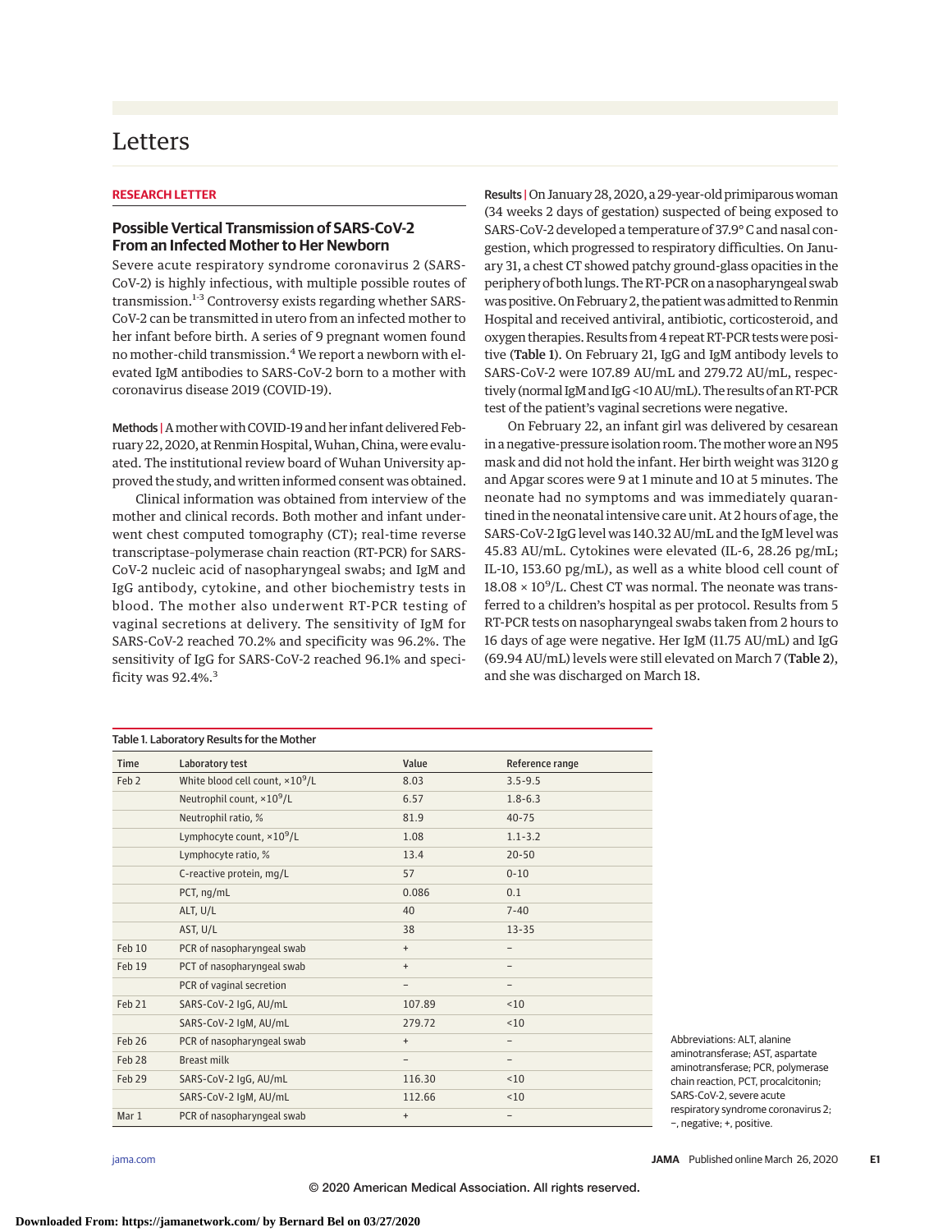# Letters

**RESEARCH LETTER**

## Possible Vertical Transmission of SARS-CoV-2 From an Infected Mother to Her Newborn

Severe acute respiratory syndrome coronavirus 2 (SARS-CoV-2) is highly infectious, with multiple possible routes of transmission.[1-3] Controversy exists regarding whether SARS-CoV-2 can be transmitted in utero from an infected mother to her infant before birth. A series of 9 pregnant women found no mother-child transmission.[4] We report a newborn with elevated IgM antibodies to SARS-CoV-2 born to a mother with coronavirus disease 2019 (COVID-19).

**Methods |** A mother with COVID-19 and her infant delivered February 22, 2020, at Renmin Hospital, Wuhan, China, were evaluated. The institutional review board of Wuhan University approved the study, and written informed consent was obtained.

Clinical information was obtained from interview of the mother and clinical records. Both mother and infant underwent chest computed tomography (CT); real-time reverse transcriptase–polymerase chain reaction (RT-PCR) for SARS-CoV-2 nucleic acid of nasopharyngeal swabs; and IgM and IgG antibody, cytokine, and other biochemistry tests in blood. The mother also underwent RT-PCR testing of vaginal secretions at delivery. The sensitivity of IgM for SARS-CoV-2 reached 70.2% and specificity was 96.2%. The sensitivity of IgG for SARS-CoV-2 reached 96.1% and specificity was 92.4%.[3]

**Results |** On January 28, 2020, a 29-year-old primiparous woman (34 weeks 2 days of gestation) suspected of being exposed to SARS-CoV-2 developed a temperature of 37.9° C and nasal congestion, which progressed to respiratory difficulties. On January 31, a chest CT showed patchy ground-glass opacities in the periphery of both lungs. The RT-PCR on a nasopharyngeal swab was positive. On February 2, the patient was admitted to Renmin Hospital and received antiviral, antibiotic, corticosteroid, and oxygen therapies. Results from 4 repeat RT-PCR tests were positive (**Table 1**). On February 21, IgG and IgM antibody levels to SARS-CoV-2 were 107.89 AU/mL and 279.72 AU/mL, respectively (normal IgM and IgG <10 AU/mL). The results of an RT-PCR test of the patient's vaginal secretions were negative.

On February 22, an infant girl was delivered by cesarean in a negative-pressure isolation room. The mother wore an N95 mask and did not hold the infant. Her birth weight was 3120 g and Apgar scores were 9 at 1 minute and 10 at 5 minutes. The neonate had no symptoms and was immediately quarantined in the neonatal intensive care unit. At 2 hours of age, the SARS-CoV-2 IgG level was 140.32 AU/mL and the IgM level was 45.83 AU/mL. Cytokines were elevated (IL-6, 28.26 pg/mL; IL-10, 153.60 pg/mL), as well as a white blood cell count of $18.08 \times 10^9$/L. Chest CT was normal. The neonate was transferred to a children's hospital as per protocol. Results from 5 RT-PCR tests on nasopharyngeal swabs taken from 2 hours to 16 days of age were negative. Her IgM (11.75 AU/mL) and IgG (69.94 AU/mL) levels were still elevated on March 7 (**Table 2**), and she was discharged on March 18.

Table 1. Laboratory Results for the Mother

| Time | Laboratory test | Value | Reference range |
|---|---|---|---|
| Feb 2 | White blood cell count, $\times 10^9$/L | 8.03 | 3.5-9.5 |
| | Neutrophil count, $\times 10^9$/L | 6.57 | 1.8-6.3 |
| | Neutrophil ratio, % | 81.9 | 40-75 |
| | Lymphocyte count, $\times 10^9$/L | 1.08 | 1.1-3.2 |
| | Lymphocyte ratio, % | 13.4 | 20-50 |
| | C-reactive protein, mg/L | 57 | 0-10 |
| | PCT, ng/mL | 0.086 | 0.1 |
| | ALT, U/L | 40 | 7-40 |
| | AST, U/L | 38 | 13-35 |
| Feb 10 | PCR of nasopharyngeal swab | + | – |
| Feb 19 | PCT of nasopharyngeal swab | + | – |
| | PCR of vaginal secretion | – | – |
| Feb 21 | SARS-CoV-2 IgG, AU/mL | 107.89 | <10 |
| | SARS-CoV-2 IgM, AU/mL | 279.72 | <10 |
| Feb 26 | PCR of nasopharyngeal swab | + | – |
| Feb 28 | Breast milk | – | – |
| Feb 29 | SARS-CoV-2 IgG, AU/mL | 116.30 | <10 |
| | SARS-CoV-2 IgM, AU/mL | 112.66 | <10 |
| Mar 1 | PCR of nasopharyngeal swab | + | – |

Abbreviations: ALT, alanine aminotransferase; AST, aspartate aminotransferase; PCR, polymerase chain reaction, PCT, procalcitonin; SARS-CoV-2, severe acute respiratory syndrome coronavirus 2; –, negative; +, positive.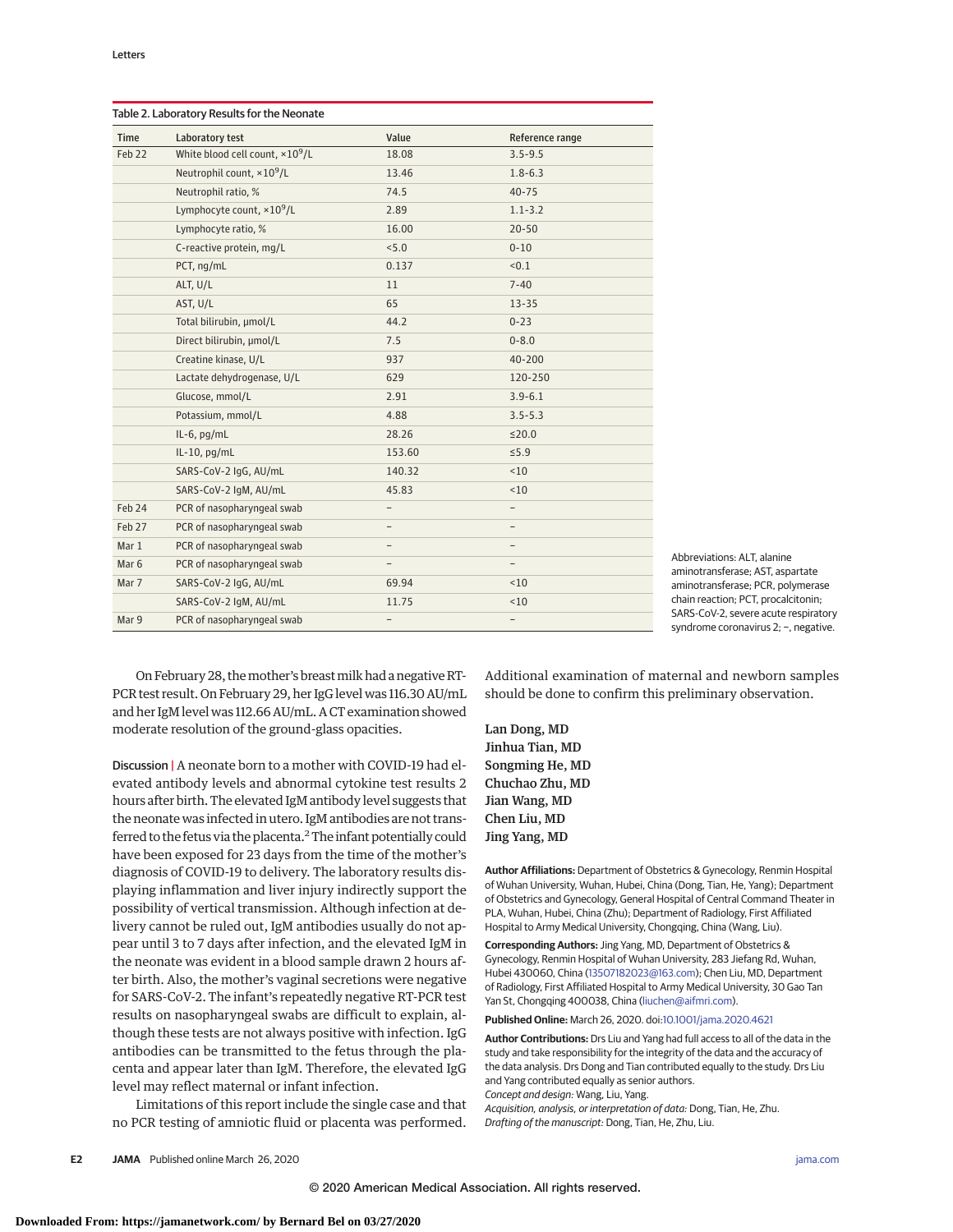Table 2. Laboratory Results for the Neonate

| Time | Laboratory test | Value | Reference range |
|---|---|---|---|
| Feb 22 | White blood cell count, $\times 10^9$/L | 18.08 | 3.5-9.5 |
| | Neutrophil count, $\times 10^9$/L | 13.46 | 1.8-6.3 |
| | Neutrophil ratio, % | 74.5 | 40-75 |
| | Lymphocyte count, $\times 10^9$/L | 2.89 | 1.1-3.2 |
| | Lymphocyte ratio, % | 16.00 | 20-50 |
| | C-reactive protein, mg/L | <5.0 | 0-10 |
| | PCT, ng/mL | 0.137 | <0.1 |
| | ALT, U/L | 11 | 7-40 |
| | AST, U/L | 65 | 13-35 |
| | Total bilirubin, μmol/L | 44.2 | 0-23 |
| | Direct bilirubin, μmol/L | 7.5 | 0-8.0 |
| | Creatine kinase, U/L | 937 | 40-200 |
| | Lactate dehydrogenase, U/L | 629 | 120-250 |
| | Glucose, mmol/L | 2.91 | 3.9-6.1 |
| | Potassium, mmol/L | 4.88 | 3.5-5.3 |
| | IL-6, pg/mL | 28.26 | ≤20.0 |
| | IL-10, pg/mL | 153.60 | ≤5.9 |
| | SARS-CoV-2 IgG, AU/mL | 140.32 | <10 |
| | SARS-CoV-2 IgM, AU/mL | 45.83 | <10 |
| Feb 24 | PCR of nasopharyngeal swab | – | – |
| Feb 27 | PCR of nasopharyngeal swab | – | – |
| Mar 1 | PCR of nasopharyngeal swab | – | – |
| Mar 6 | PCR of nasopharyngeal swab | – | – |
| Mar 7 | SARS-CoV-2 IgG, AU/mL | 69.94 | <10 |
| | SARS-CoV-2 IgM, AU/mL | 11.75 | <10 |
| Mar 9 | PCR of nasopharyngeal swab | – | – |

Abbreviations: ALT, alanine aminotransferase; AST, aspartate aminotransferase; PCR, polymerase chain reaction; PCT, procalcitonin; SARS-CoV-2, severe acute respiratory syndrome coronavirus 2; –, negative.

On February 28, the mother's breast milk had a negative RT-PCR test result. On February 29, her IgG level was 116.30 AU/mL and her IgM level was 112.66 AU/mL. A CT examination showed moderate resolution of the ground-glass opacities.

**Discussion |** A neonate born to a mother with COVID-19 had elevated antibody levels and abnormal cytokine test results 2 hours after birth. The elevated IgM antibody level suggests that the neonate was infected in utero. IgM antibodies are not transferred to the fetus via the placenta.[2] The infant potentially could have been exposed for 23 days from the time of the mother's diagnosis of COVID-19 to delivery. The laboratory results displaying inflammation and liver injury indirectly support the possibility of vertical transmission. Although infection at delivery cannot be ruled out, IgM antibodies usually do not appear until 3 to 7 days after infection, and the elevated IgM in the neonate was evident in a blood sample drawn 2 hours after birth. Also, the mother's vaginal secretions were negative for SARS-CoV-2. The infant's repeatedly negative RT-PCR test results on nasopharyngeal swabs are difficult to explain, although these tests are not always positive with infection. IgG antibodies can be transmitted to the fetus through the placenta and appear later than IgM. Therefore, the elevated IgG level may reflect maternal or infant infection.

Limitations of this report include the single case and that no PCR testing of amniotic fluid or placenta was performed. Additional examination of maternal and newborn samples should be done to confirm this preliminary observation.

Lan Dong, MD
Jinhua Tian, MD
Songming He, MD
Chuchao Zhu, MD
Jian Wang, MD
Chen Liu, MD
Jing Yang, MD

**Author Affiliations:** Department of Obstetrics & Gynecology, Renmin Hospital of Wuhan University, Wuhan, Hubei, China (Dong, Tian, He, Yang); Department of Obstetrics and Gynecology, General Hospital of Central Command Theater in PLA, Wuhan, Hubei, China (Zhu); Department of Radiology, First Affiliated Hospital to Army Medical University, Chongqing, China (Wang, Liu).

**Corresponding Authors:** Jing Yang, MD, Department of Obstetrics & Gynecology, Renmin Hospital of Wuhan University, 283 Jiefang Rd, Wuhan, Hubei 430060, China (13507182023@163.com); Chen Liu, MD, Department of Radiology, First Affiliated Hospital to Army Medical University, 30 Gao Tan Yan St, Chongqing 400038, China (liuchen@aifmri.com).

**Published Online:** March 26, 2020. doi:10.1001/jama.2020.4621

**Author Contributions:** Drs Liu and Yang had full access to all of the data in the study and take responsibility for the integrity of the data and the accuracy of the data analysis. Drs Dong and Tian contributed equally to the study. Drs Liu and Yang contributed equally as senior authors.
*Concept and design:* Wang, Liu, Yang.
*Acquisition, analysis, or interpretation of data:* Dong, Tian, He, Zhu.
*Drafting of the manuscript:* Dong, Tian, He, Zhu, Liu.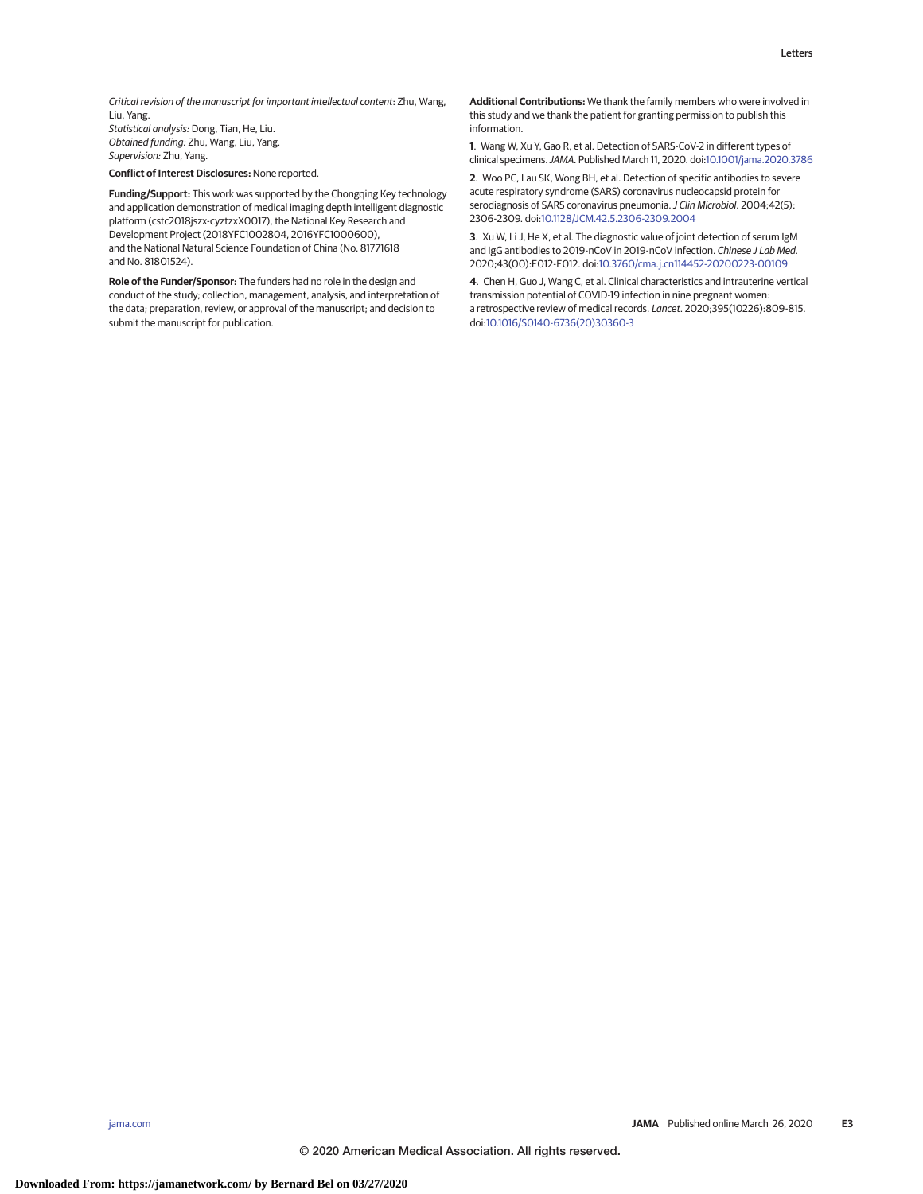*Critical revision of the manuscript for important intellectual content*: Zhu, Wang, Liu, Yang.
*Statistical analysis:* Dong, Tian, He, Liu.
*Obtained funding:* Zhu, Wang, Liu, Yang.
*Supervision:* Zhu, Yang.

**Conflict of Interest Disclosures:** None reported.

**Funding/Support:** This work was supported by the Chongqing Key technology and application demonstration of medical imaging depth intelligent diagnostic platform (cstc2018jszx-cyztzxX0017), the National Key Research and Development Project (2018YFC1002804, 2016YFC1000600), and the National Natural Science Foundation of China (No. 81771618 and No. 81801524).

**Role of the Funder/Sponsor:** The funders had no role in the design and conduct of the study; collection, management, analysis, and interpretation of the data; preparation, review, or approval of the manuscript; and decision to submit the manuscript for publication.

**Additional Contributions:** We thank the family members who were involved in this study and we thank the patient for granting permission to publish this information.

**1**. Wang W, Xu Y, Gao R, et al. Detection of SARS-CoV-2 in different types of clinical specimens. *JAMA*. Published March 11, 2020. doi:10.1001/jama.2020.3786

**2**. Woo PC, Lau SK, Wong BH, et al. Detection of specific antibodies to severe acute respiratory syndrome (SARS) coronavirus nucleocapsid protein for serodiagnosis of SARS coronavirus pneumonia. *J Clin Microbiol*. 2004;42(5):2306-2309. doi:10.1128/JCM.42.5.2306-2309.2004

**3**. Xu W, Li J, He X, et al. The diagnostic value of joint detection of serum IgM and IgG antibodies to 2019-nCoV in 2019-nCoV infection. *Chinese J Lab Med*. 2020;43(00):E012-E012. doi:10.3760/cma.j.cn114452-20200223-00109

**4**. Chen H, Guo J, Wang C, et al. Clinical characteristics and intrauterine vertical transmission potential of COVID-19 infection in nine pregnant women: a retrospective review of medical records. *Lancet*. 2020;395(10226):809-815. doi:10.1016/S0140-6736(20)30360-3